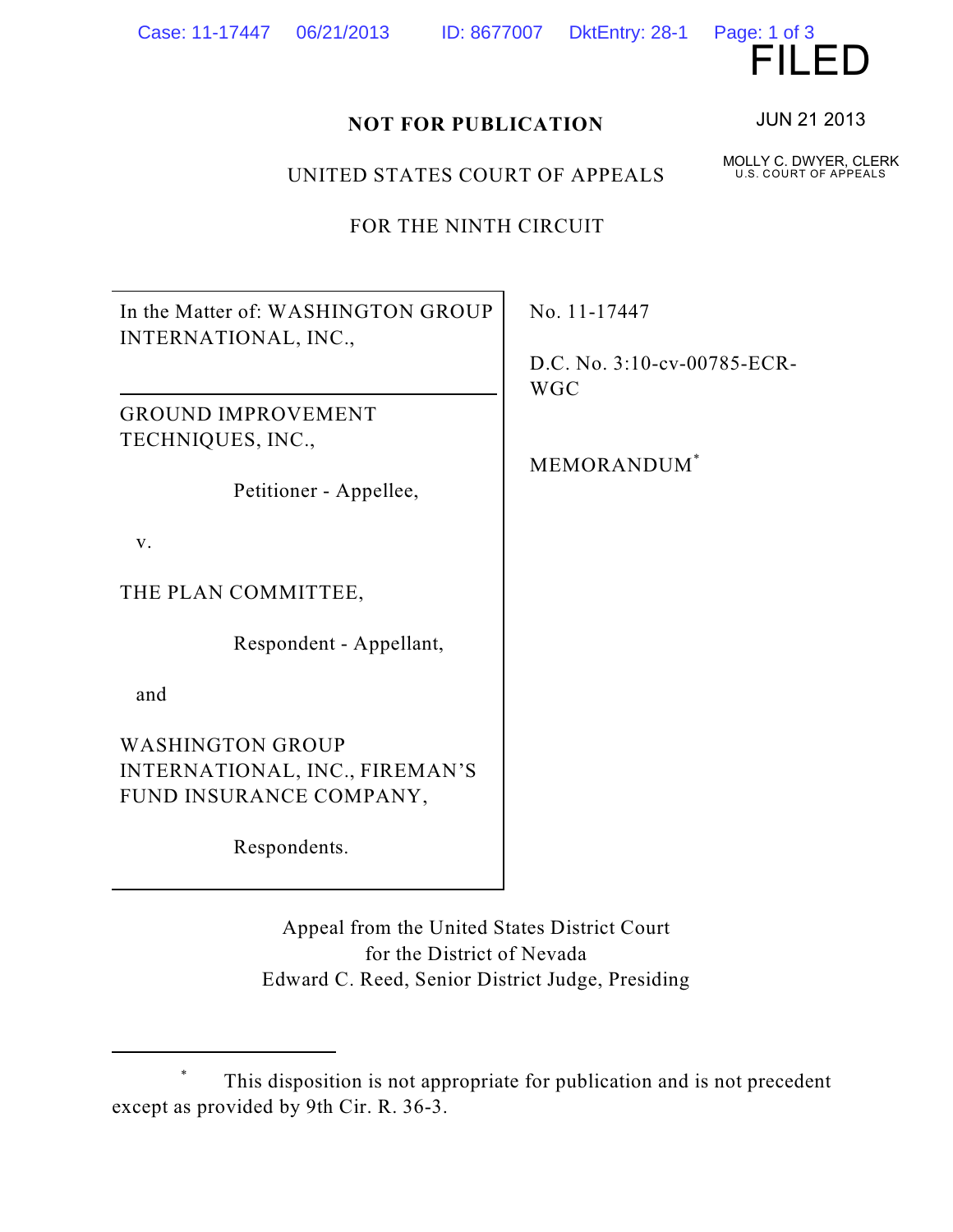FILED

JUN 21 2013

MOLLY C. DWYER, CLERK
U.S. COURT OF APPEALS

**NOT FOR PUBLICATION**

UNITED STATES COURT OF APPEALS

FOR THE NINTH CIRCUIT

| | |
|---|---|
| In the Matter of: WASHINGTON GROUP INTERNATIONAL, INC., | No. 11-17447 |
| GROUND IMPROVEMENT TECHNIQUES, INC., Petitioner - Appellee, v. THE PLAN COMMITTEE, Respondent - Appellant, and WASHINGTON GROUP INTERNATIONAL, INC., FIREMAN'S FUND INSURANCE COMPANY, Respondents. | D.C. No. 3:10-cv-00785-ECR-WGC<br><br>MEMORANDUM* |

Appeal from the United States District Court
for the District of Nevada
Edward C. Reed, Senior District Judge, Presiding

\* This disposition is not appropriate for publication and is not precedent except as provided by 9th Cir. R. 36-3.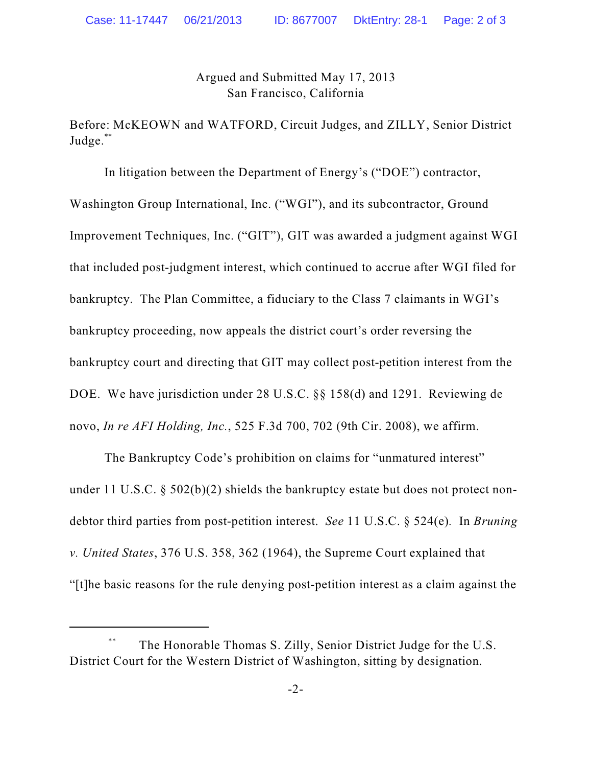Argued and Submitted May 17, 2013
San Francisco, California

Before: McKEOWN and WATFORD, Circuit Judges, and ZILLY, Senior District Judge.[**]

In litigation between the Department of Energy's ("DOE") contractor, Washington Group International, Inc. ("WGI"), and its subcontractor, Ground Improvement Techniques, Inc. ("GIT"), GIT was awarded a judgment against WGI that included post-judgment interest, which continued to accrue after WGI filed for bankruptcy. The Plan Committee, a fiduciary to the Class 7 claimants in WGI's bankruptcy proceeding, now appeals the district court's order reversing the bankruptcy court and directing that GIT may collect post-petition interest from the DOE. We have jurisdiction under 28 U.S.C. §§ 158(d) and 1291. Reviewing de novo, *In re AFI Holding, Inc.*, 525 F.3d 700, 702 (9th Cir. 2008), we affirm.

The Bankruptcy Code's prohibition on claims for "unmatured interest" under 11 U.S.C. § 502(b)(2) shields the bankruptcy estate but does not protect non-debtor third parties from post-petition interest. *See* 11 U.S.C. § 524(e). In *Bruning v. United States*, 376 U.S. 358, 362 (1964), the Supreme Court explained that "[t]he basic reasons for the rule denying post-petition interest as a claim against the

---

[**] The Honorable Thomas S. Zilly, Senior District Judge for the U.S. District Court for the Western District of Washington, sitting by designation.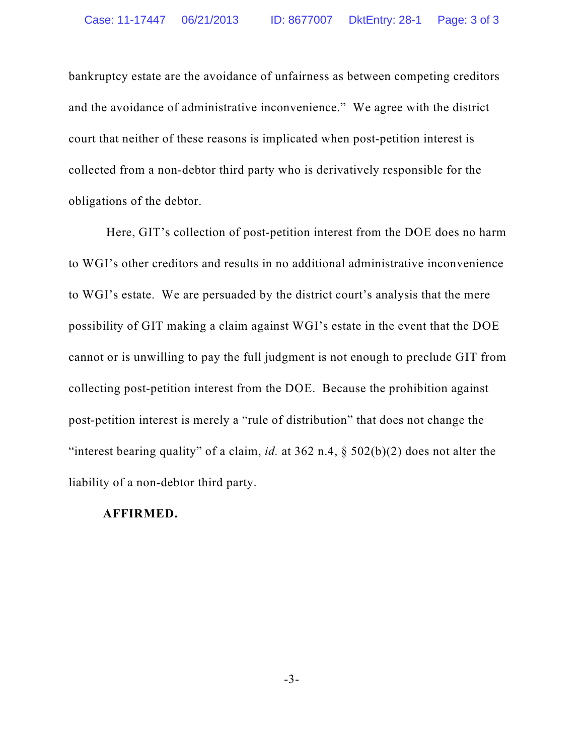bankruptcy estate are the avoidance of unfairness as between competing creditors and the avoidance of administrative inconvenience." We agree with the district court that neither of these reasons is implicated when post-petition interest is collected from a non-debtor third party who is derivatively responsible for the obligations of the debtor.

Here, GIT's collection of post-petition interest from the DOE does no harm to WGI's other creditors and results in no additional administrative inconvenience to WGI's estate. We are persuaded by the district court's analysis that the mere possibility of GIT making a claim against WGI's estate in the event that the DOE cannot or is unwilling to pay the full judgment is not enough to preclude GIT from collecting post-petition interest from the DOE. Because the prohibition against post-petition interest is merely a "rule of distribution" that does not change the "interest bearing quality" of a claim, *id.* at 362 n.4, § 502(b)(2) does not alter the liability of a non-debtor third party.

**AFFIRMED.**